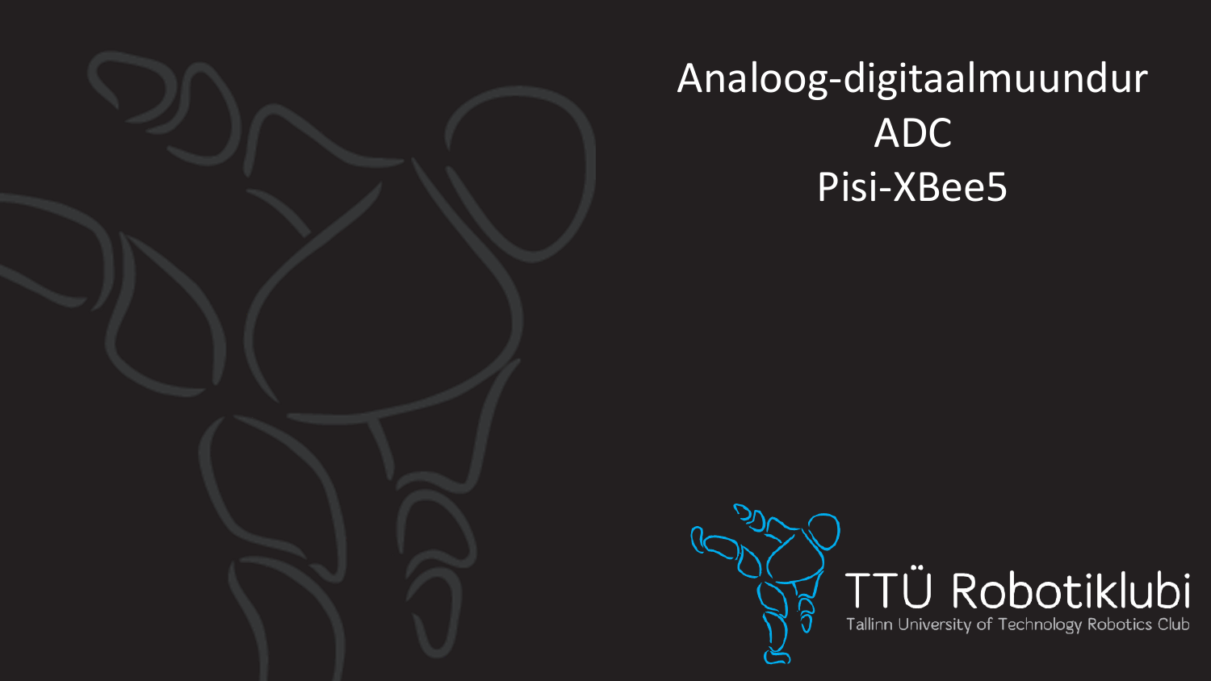# Analoog-digitaalmuundur
# ADC
# Pisi-XBee5

TTÜ Robotiklubi

Tallinn University of Technology Robotics Club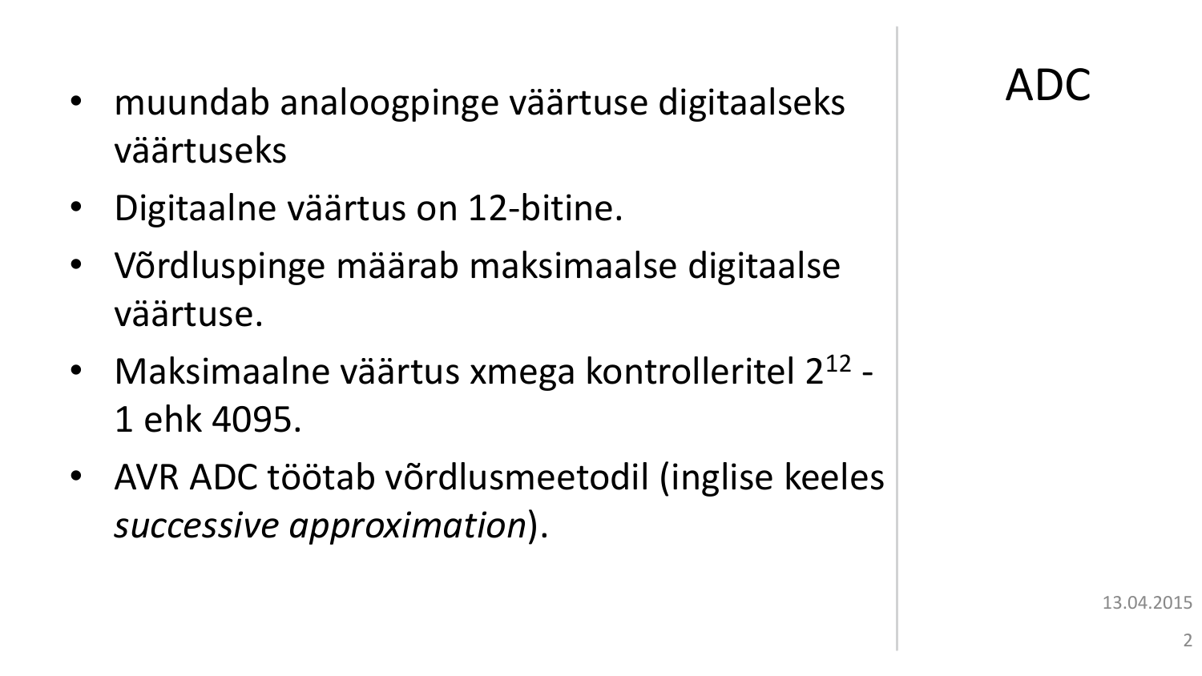# ADC

- muundab analoogpinge väärtuse digitaalseks väärtuseks
- Digitaalne väärtus on 12-bitine.
- Võrdluspinge määrab maksimaalse digitaalse väärtuse.
- Maksimaalne väärtus xmega kontrolleritel $2^{12} - 1$ ehk 4095.
- AVR ADC töötab võrdlusmeetodil (inglise keeles *successive approximation*).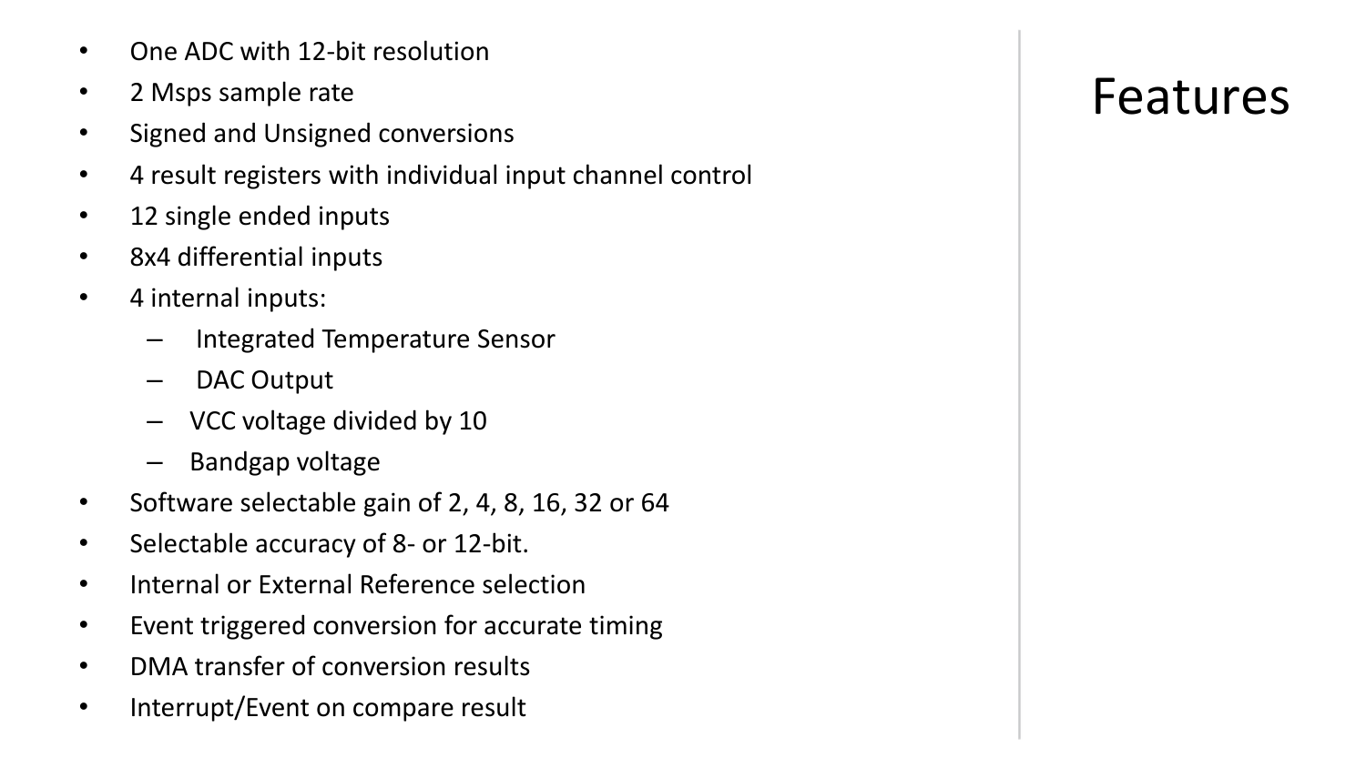# Features

- One ADC with 12-bit resolution
- 2 Msps sample rate
- Signed and Unsigned conversions
- 4 result registers with individual input channel control
- 12 single ended inputs
- 8x4 differential inputs
- 4 internal inputs:
  - Integrated Temperature Sensor
  - DAC Output
  - VCC voltage divided by 10
  - Bandgap voltage
- Software selectable gain of 2, 4, 8, 16, 32 or 64
- Selectable accuracy of 8- or 12-bit.
- Internal or External Reference selection
- Event triggered conversion for accurate timing
- DMA transfer of conversion results
- Interrupt/Event on compare result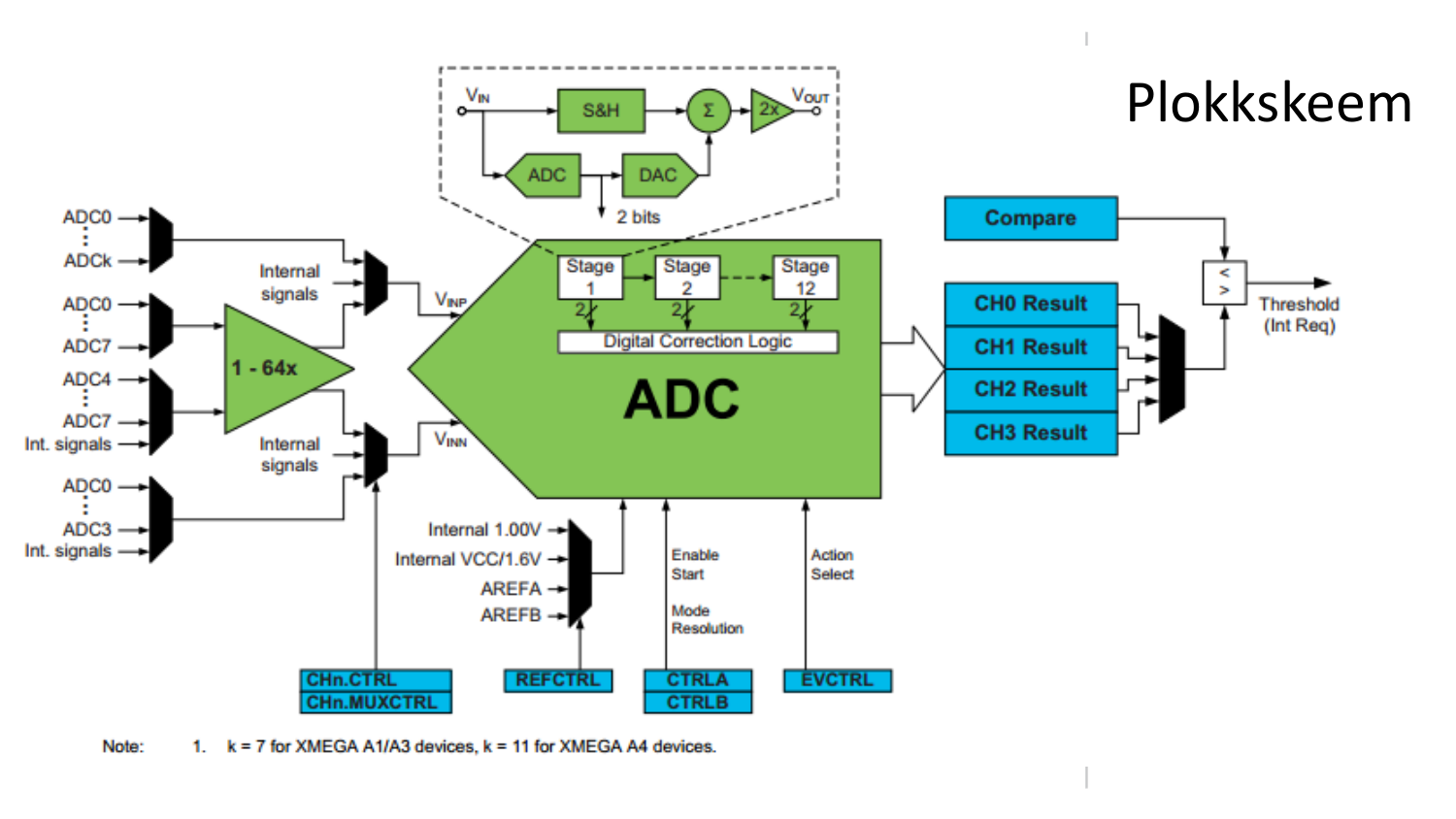# Plokkskeem

Note: 1. k = 7 for XMEGA A1/A3 devices, k = 11 for XMEGA A4 devices.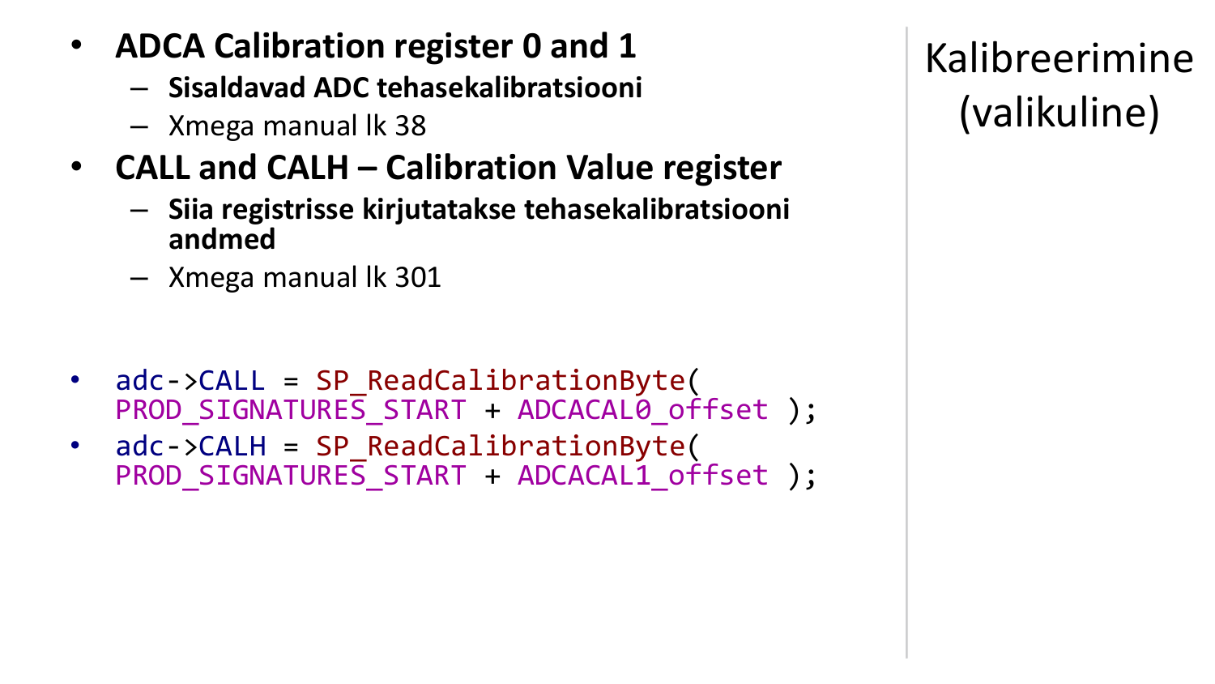# Kalibreerimine (valikuline)

- **ADCA Calibration register 0 and 1**
  - **Sisaldavad ADC tehasekalibratsiooni**
  - Xmega manual lk 38
- **CALL and CALH – Calibration Value register**
  - **Siia registrisse kirjutatakse tehasekalibratsiooni andmed**
  - Xmega manual lk 301

```
adc->CALL = SP_ReadCalibrationByte( PROD_SIGNATURES_START + ADCACAL0_offset );
adc->CALH = SP_ReadCalibrationByte( PROD_SIGNATURES_START + ADCACAL1_offset );
```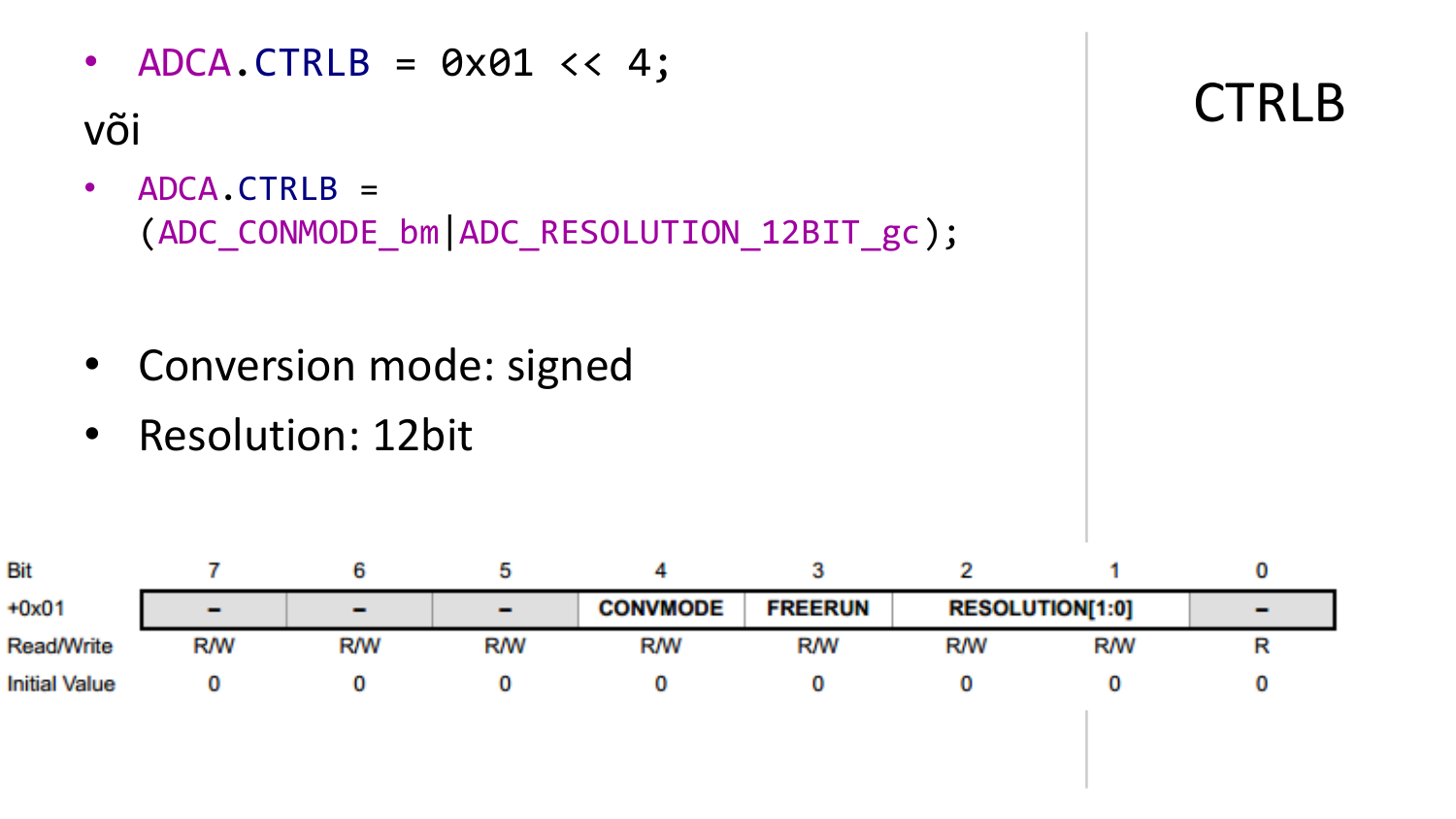# CTRLB

- `ADCA.CTRLB = 0x01 << 4;`

või

- `ADCA.CTRLB = (ADC_CONMODE_bm|ADC_RESOLUTION_12BIT_gc);`

- Conversion mode: signed
- Resolution: 12bit

| Bit | 7 | 6 | 5 | 4 | 3 | 2 | 1 | 0 |
|---|---|---|---|---|---|---|---|---|
| +0x01 | – | – | – | CONVMODE | FREERUN | RESOLUTION[1:0] | | – |
| Read/Write | R/W | R/W | R/W | R/W | R/W | R/W | R/W | R |
| Initial Value | 0 | 0 | 0 | 0 | 0 | 0 | 0 | 0 |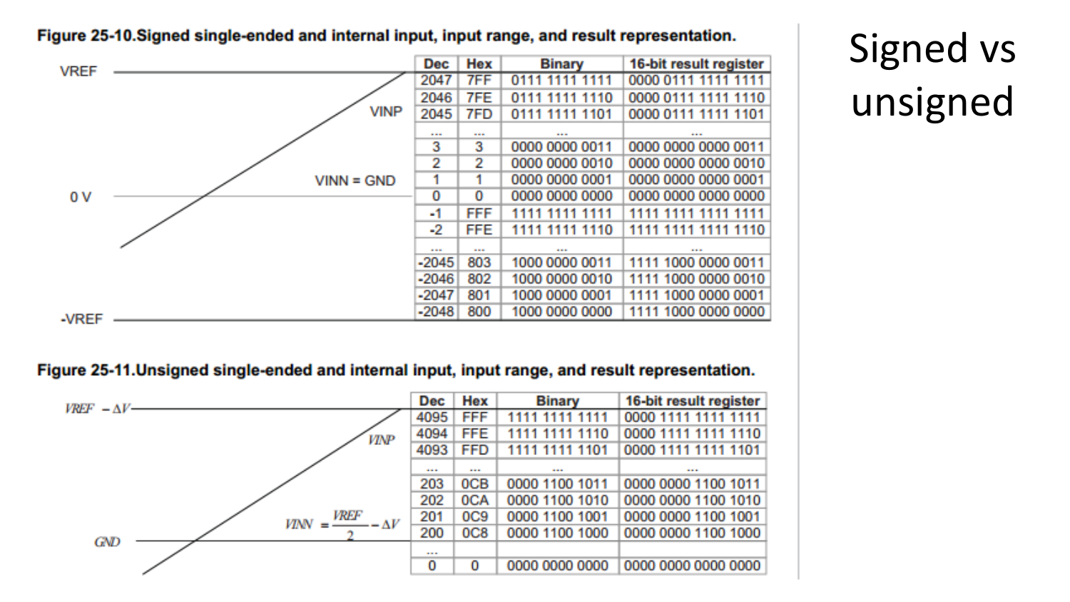# Signed vs unsigned

**Figure 25-10. Signed single-ended and internal input, input range, and result representation.**

VREF, VINP, VINN = GND, 0 V, -VREF

| Dec | Hex | Binary | 16-bit result register |
|---|---|---|---|
| 2047 | 7FF | 0111 1111 1111 | 0000 0111 1111 1111 |
| 2046 | 7FE | 0111 1111 1110 | 0000 0111 1111 1110 |
| 2045 | 7FD | 0111 1111 1101 | 0000 0111 1111 1101 |
| ... | ... | ... | ... |
| 3 | 3 | 0000 0000 0011 | 0000 0000 0000 0011 |
| 2 | 2 | 0000 0000 0010 | 0000 0000 0000 0010 |
| 1 | 1 | 0000 0000 0001 | 0000 0000 0000 0001 |
| 0 | 0 | 0000 0000 0000 | 0000 0000 0000 0000 |
| -1 | FFF | 1111 1111 1111 | 1111 1111 1111 1111 |
| -2 | FFE | 1111 1111 1110 | 1111 1111 1111 1110 |
| ... | ... | ... | ... |
| -2045 | 803 | 1000 0000 0011 | 1111 1000 0000 0011 |
| -2046 | 802 | 1000 0000 0010 | 1111 1000 0000 0010 |
| -2047 | 801 | 1000 0000 0001 | 1111 1000 0000 0001 |
| -2048 | 800 | 1000 0000 0000 | 1111 1000 0000 0000 |

**Figure 25-11. Unsigned single-ended and internal input, input range, and result representation.**

$VREF - \Delta V$, $VINP$, $VINN = \frac{VREF}{2} - \Delta V$, $GND$

| Dec | Hex | Binary | 16-bit result register |
|---|---|---|---|
| 4095 | FFF | 1111 1111 1111 | 0000 1111 1111 1111 |
| 4094 | FFE | 1111 1111 1110 | 0000 1111 1111 1110 |
| 4093 | FFD | 1111 1111 1101 | 0000 1111 1111 1101 |
| ... | ... | ... | ... |
| 203 | 0CB | 0000 1100 1011 | 0000 0000 1100 1011 |
| 202 | 0CA | 0000 1100 1010 | 0000 0000 1100 1010 |
| 201 | 0C9 | 0000 1100 1001 | 0000 0000 1100 1001 |
| 200 | 0C8 | 0000 1100 1000 | 0000 0000 1100 1000 |
| ... | | | |
| 0 | 0 | 0000 0000 0000 | 0000 0000 0000 0000 |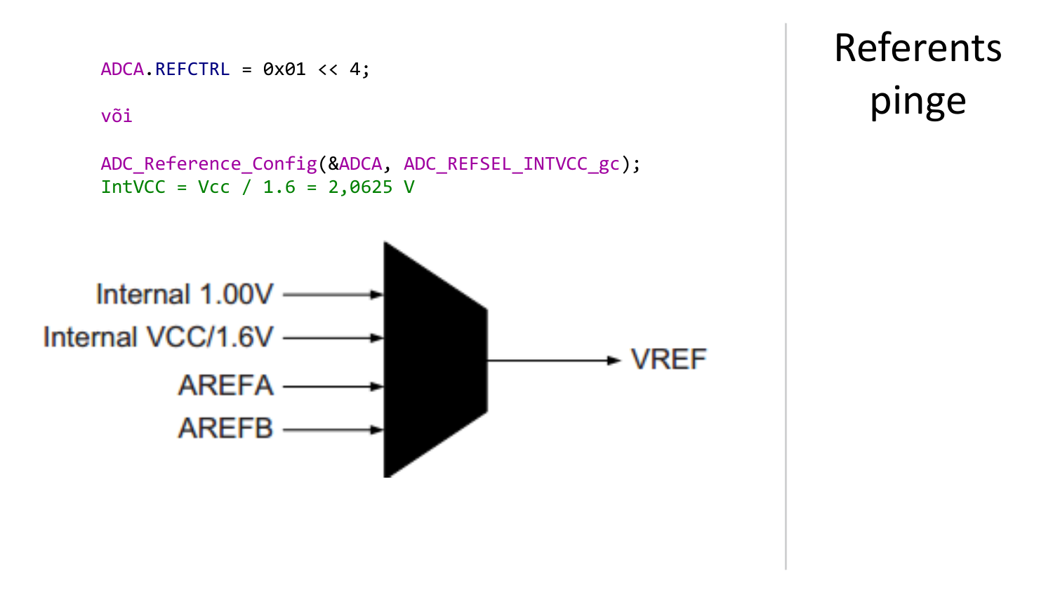# Referents pinge

```
ADCA.REFCTRL = 0x01 << 4;

või

ADC_Reference_Config(&ADCA, ADC_REFSEL_INTVCC_gc);
IntVCC = Vcc / 1.6 = 2,0625 V
```

Internal 1.00V

Internal VCC/1.6V

AREFA

AREFB

VREF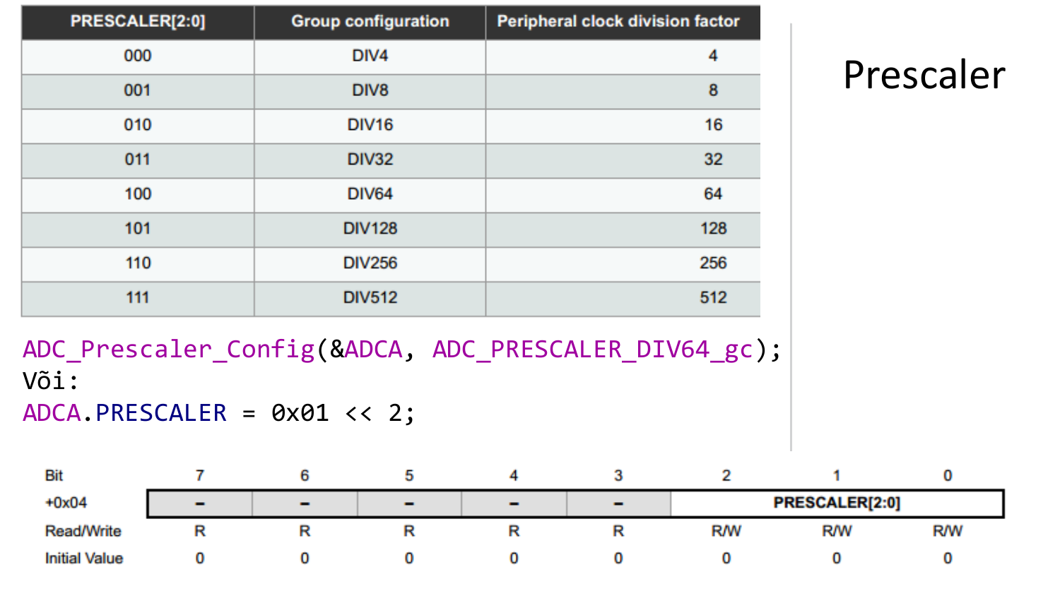# Prescaler

| PRESCALER[2:0] | Group configuration | Peripheral clock division factor |
|---|---|---|
| 000 | DIV4 | 4 |
| 001 | DIV8 | 8 |
| 010 | DIV16 | 16 |
| 011 | DIV32 | 32 |
| 100 | DIV64 | 64 |
| 101 | DIV128 | 128 |
| 110 | DIV256 | 256 |
| 111 | DIV512 | 512 |

```
ADC_Prescaler_Config(&ADCA, ADC_PRESCALER_DIV64_gc);
Või:
ADCA.PRESCALER = 0x01 << 2;
```

| Bit | 7 | 6 | 5 | 4 | 3 | 2 | 1 | 0 |
|---|---|---|---|---|---|---|---|---|
| +0x04 | – | – | – | – | – | PRESCALER[2:0] | | |
| Read/Write | R | R | R | R | R | R/W | R/W | R/W |
| Initial Value | 0 | 0 | 0 | 0 | 0 | 0 | 0 | 0 |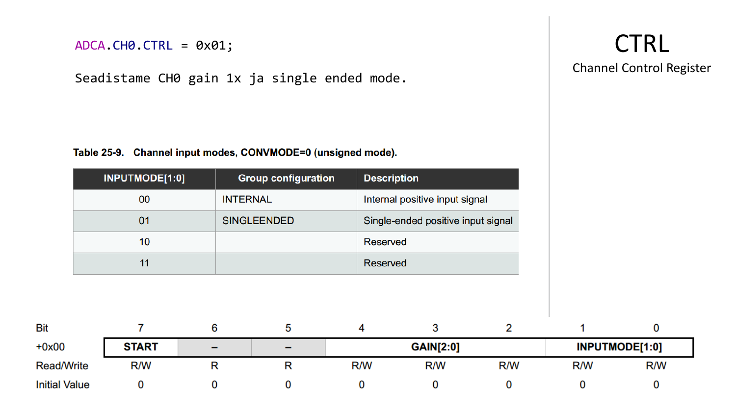# CTRL

Channel Control Register

```
ADCA.CH0.CTRL = 0x01;
```

Seadistame CH0 gain 1x ja single ended mode.

**Table 25-9. Channel input modes, CONVMODE=0 (unsigned mode).**

| INPUTMODE[1:0] | Group configuration | Description |
|---|---|---|
| 00 | INTERNAL | Internal positive input signal |
| 01 | SINGLEENDED | Single-ended positive input signal |
| 10 | | Reserved |
| 11 | | Reserved |

| Bit | 7 | 6 | 5 | 4 | 3 | 2 | 1 | 0 |
|---|---|---|---|---|---|---|---|---|
| +0x00 | START | – | – | GAIN[2:0] | | | INPUTMODE[1:0] | |
| Read/Write | R/W | R | R | R/W | R/W | R/W | R/W | R/W |
| Initial Value | 0 | 0 | 0 | 0 | 0 | 0 | 0 | 0 |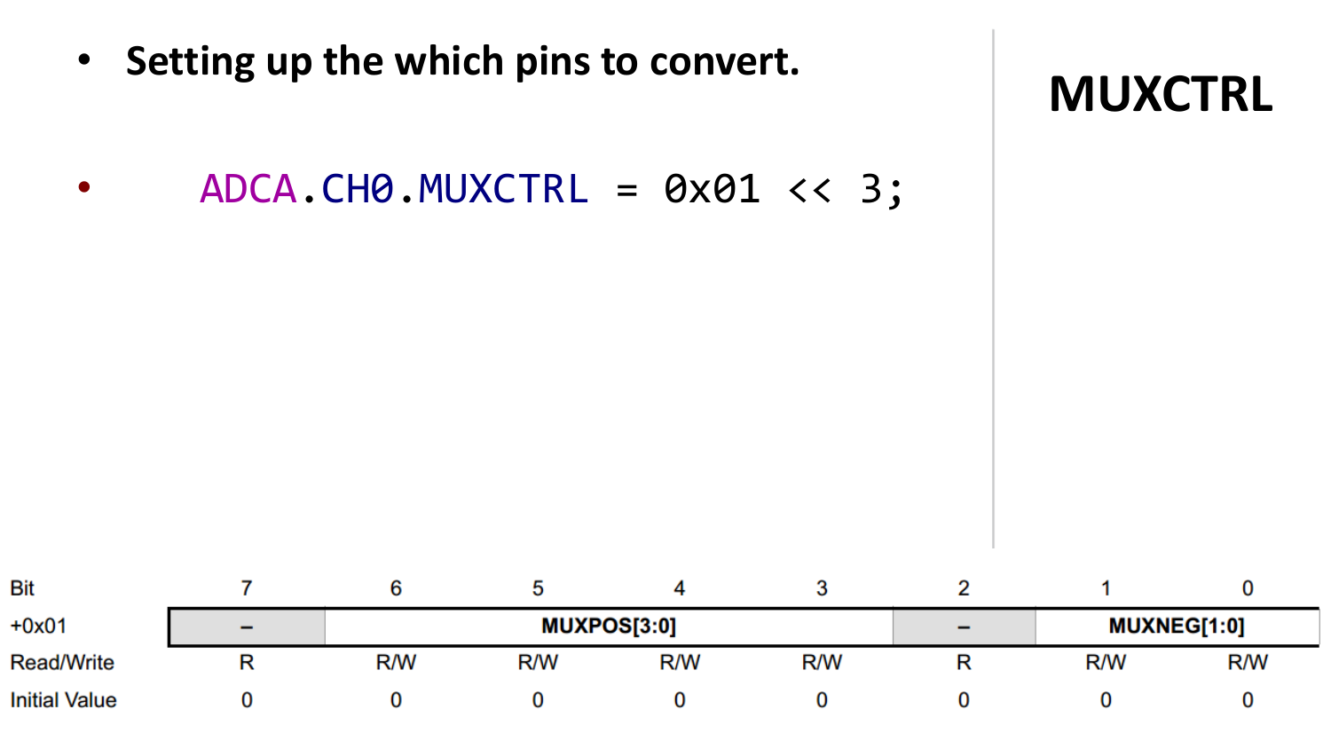# MUXCTRL

- **Setting up the which pins to convert.**
- `ADCA.CH0.MUXCTRL = 0x01 << 3;`

| Bit | 7 | 6 | 5 | 4 | 3 | 2 | 1 | 0 |
|---|---|---|---|---|---|---|---|---|
| +0x01 | – | MUXPOS[3:0] | | | | – | MUXNEG[1:0] | |
| Read/Write | R | R/W | R/W | R/W | R/W | R | R/W | R/W |
| Initial Value | 0 | 0 | 0 | 0 | 0 | 0 | 0 | 0 |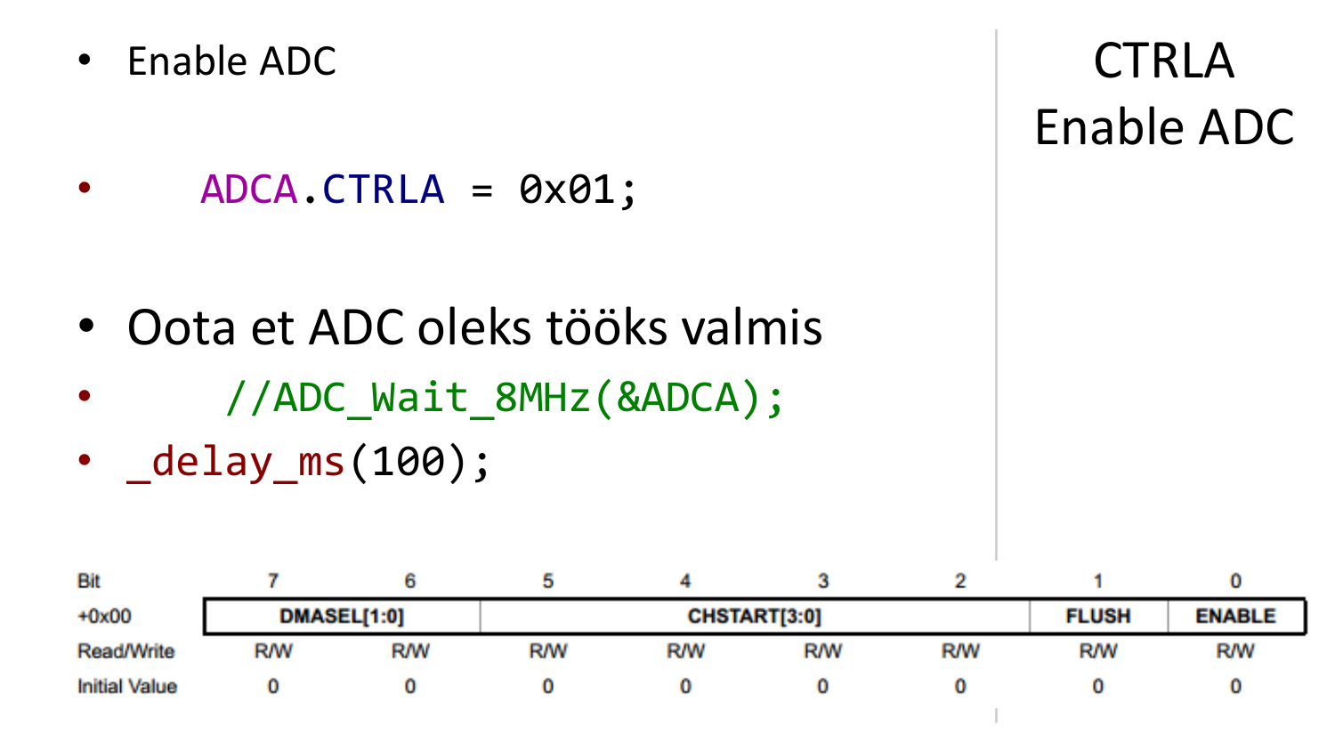# CTRLA Enable ADC

- Enable ADC

```
ADCA.CTRLA = 0x01;
```

- Oota et ADC oleks tööks valmis

```
//ADC_Wait_8MHz(&ADCA);
_delay_ms(100);
```

| Bit | 7 | 6 | 5 | 4 | 3 | 2 | 1 | 0 |
|---|---|---|---|---|---|---|---|---|
| +0x00 | DMASEL[1:0] | | CHSTART[3:0] | | | | FLUSH | ENABLE |
| Read/Write | R/W | R/W | R/W | R/W | R/W | R/W | R/W | R/W |
| Initial Value | 0 | 0 | 0 | 0 | 0 | 0 | 0 | 0 |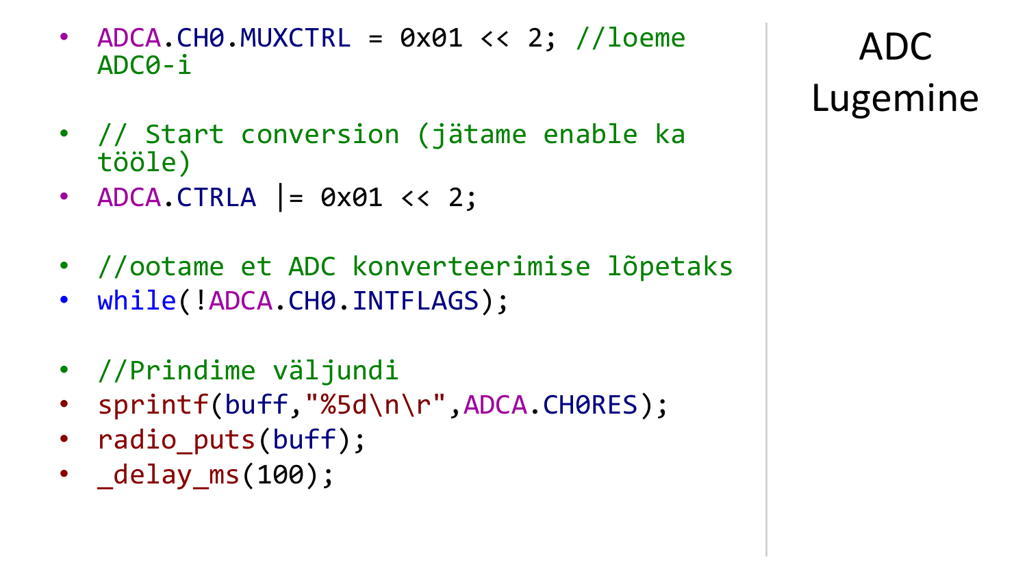# ADC Lugemine

- `ADCA.CH0.MUXCTRL = 0x01 << 2; //loeme ADC0-i`

- `// Start conversion (jätame enable ka tööle)`
- `ADCA.CTRLA |= 0x01 << 2;`

- `//ootame et ADC konverteerimise lõpetaks`
- `while(!ADCA.CH0.INTFLAGS);`

- `//Prindime väljundi`
- `sprintf(buff,"%5d\n\r",ADCA.CH0RES);`
- `radio_puts(buff);`
- `_delay_ms(100);`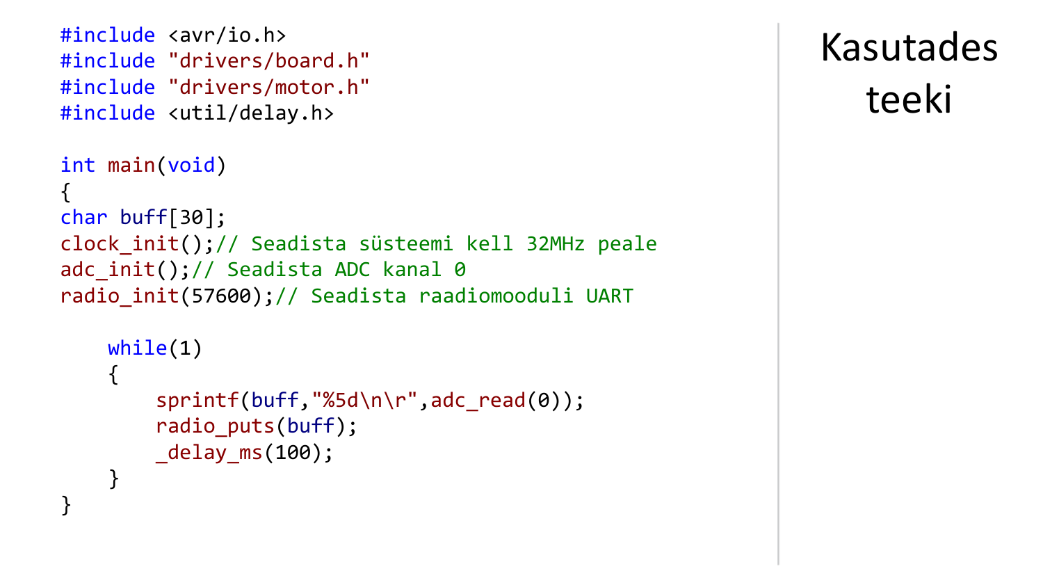# Kasutades teeki

```c
#include <avr/io.h>
#include "drivers/board.h"
#include "drivers/motor.h"
#include <util/delay.h>

int main(void)
{
char buff[30];
clock_init();// Seadista süsteemi kell 32MHz peale
adc_init();// Seadista ADC kanal 0
radio_init(57600);// Seadista raadiomooduli UART

    while(1)
    {
        sprintf(buff,"%5d\n\r",adc_read(0));
        radio_puts(buff);
        _delay_ms(100);
    }
}
```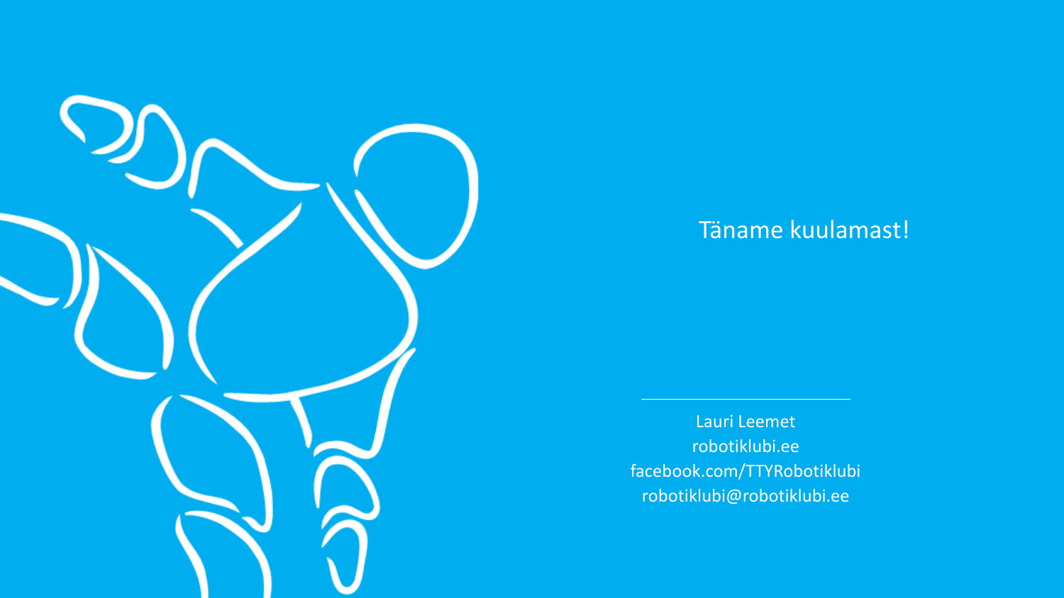Täname kuulamast!

---

Lauri Leemet
robotiklubi.ee
facebook.com/TTYRobotiklubi
robotiklubi@robotiklubi.ee